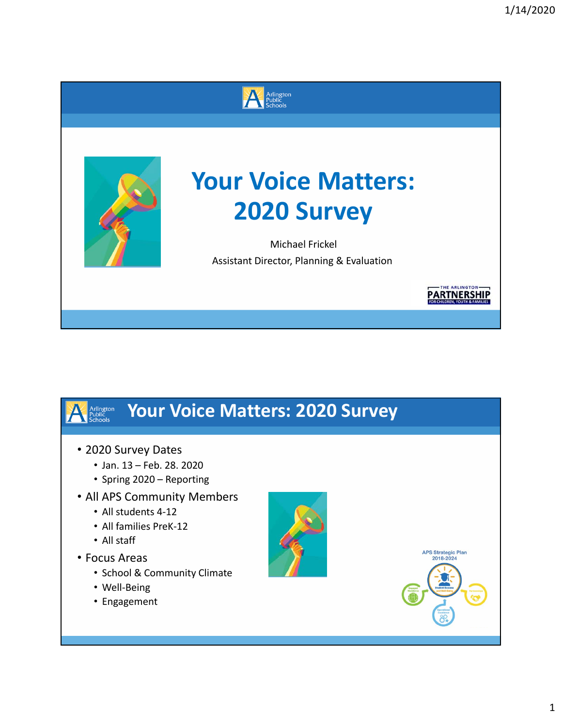# Your Voice Matters: 2020 Survey

Michael Frickel

Assistant Director, Planning & Evaluation

## Your Voice Matters: 2020 Survey

- 2020 Survey Dates
  - Jan. 13 – Feb. 28. 2020
  - Spring 2020 – Reporting
- All APS Community Members
  - All students 4-12
  - All families PreK-12
  - All staff
- Focus Areas
  - School & Community Climate
  - Well-Being
  - Engagement

APS Strategic Plan 2018-2024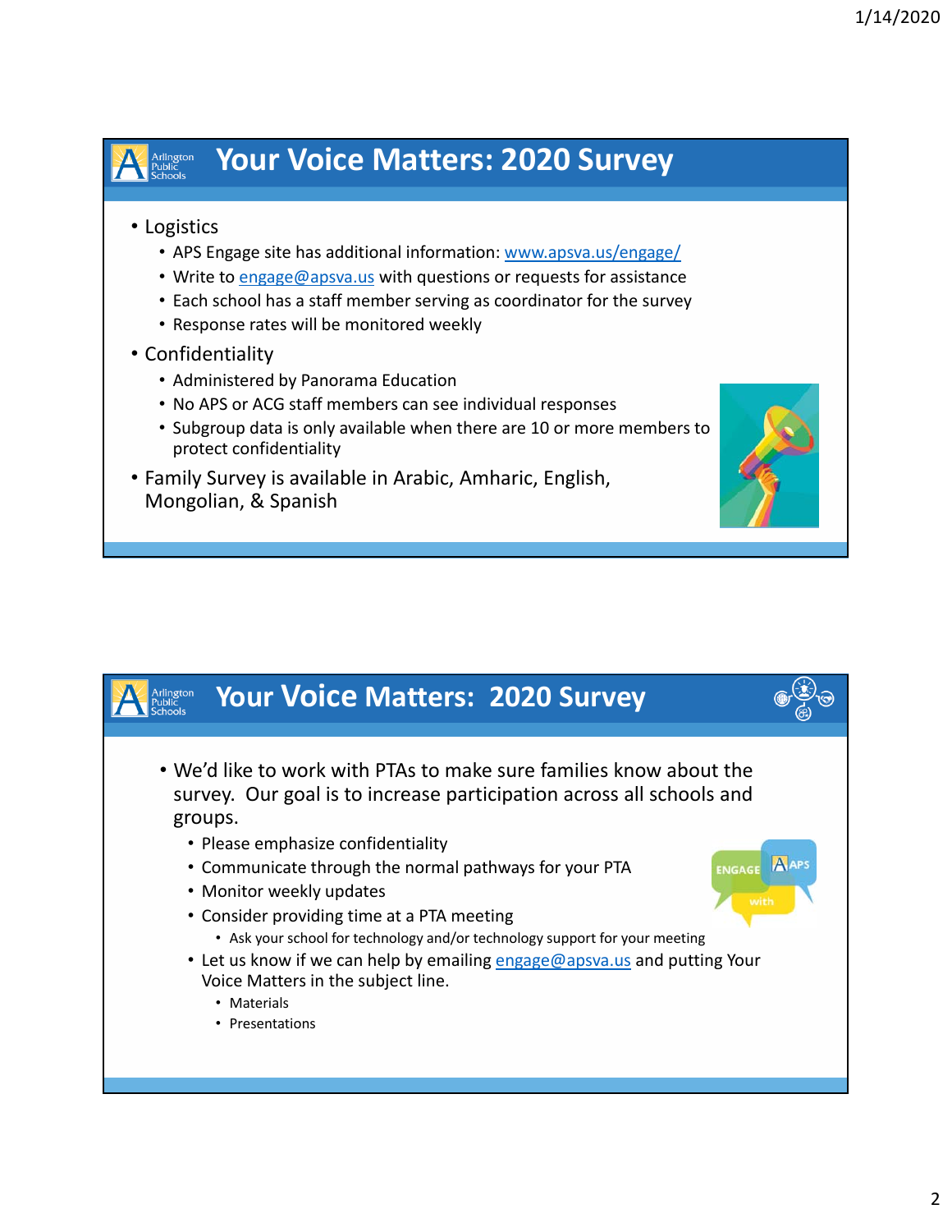## Your Voice Matters: 2020 Survey

- Logistics
  - APS Engage site has additional information: www.apsva.us/engage/
  - Write to engage@apsva.us with questions or requests for assistance
  - Each school has a staff member serving as coordinator for the survey
  - Response rates will be monitored weekly
- Confidentiality
  - Administered by Panorama Education
  - No APS or ACG staff members can see individual responses
  - Subgroup data is only available when there are 10 or more members to protect confidentiality
- Family Survey is available in Arabic, Amharic, English, Mongolian, & Spanish

## Your Voice Matters: 2020 Survey

- We'd like to work with PTAs to make sure families know about the survey. Our goal is to increase participation across all schools and groups.
  - Please emphasize confidentiality
  - Communicate through the normal pathways for your PTA
  - Monitor weekly updates
  - Consider providing time at a PTA meeting
    - Ask your school for technology and/or technology support for your meeting
  - Let us know if we can help by emailing engage@apsva.us and putting Your Voice Matters in the subject line.
    - Materials
    - Presentations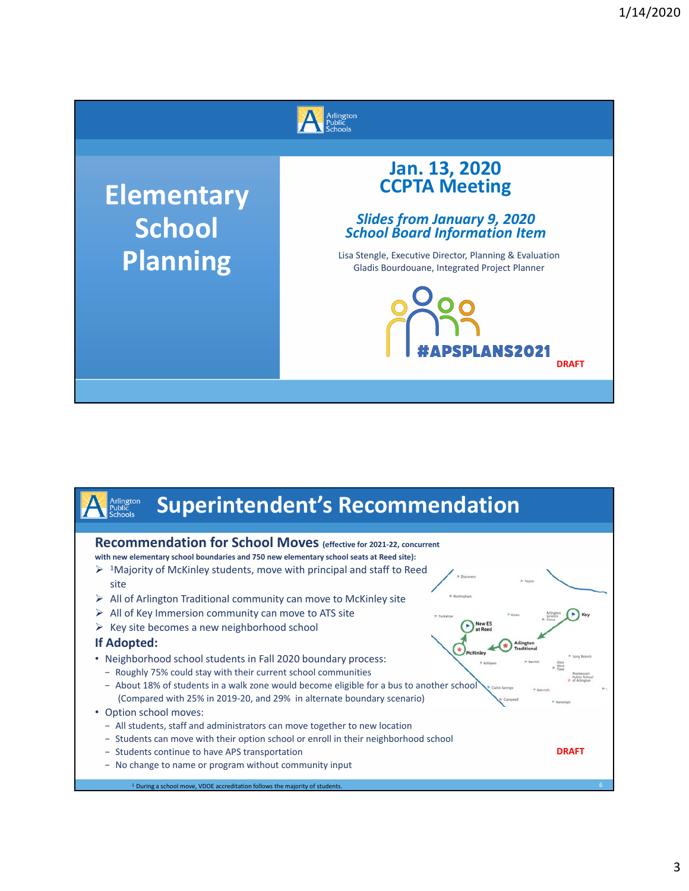# Elementary School Planning

## Jan. 13, 2020 CCPTA Meeting

*Slides from January 9, 2020 School Board Information Item*

Lisa Stengle, Executive Director, Planning & Evaluation
Gladis Bourdouane, Integrated Project Planner

#APSPLANS2021

DRAFT

---

# Superintendent's Recommendation

**Recommendation for School Moves** **(effective for 2021-22, concurrent with new elementary school boundaries and 750 new elementary school seats at Reed site):**

- [1]Majority of McKinley students, move with principal and staff to Reed site
- All of Arlington Traditional community can move to McKinley site
- All of Key Immersion community can move to ATS site
- Key site becomes a new neighborhood school

**If Adopted:**

- Neighborhood school students in Fall 2020 boundary process:
  - Roughly 75% could stay with their current school communities
  - About 18% of students in a walk zone would become eligible for a bus to another school (Compared with 25% in 2019-20, and 29% in alternate boundary scenario)
- Option school moves:
  - All students, staff and administrators can move together to new location
  - Students can move with their option school or enroll in their neighborhood school
  - Students continue to have APS transportation
  - No change to name or program without community input

DRAFT

[1] During a school move, VDOE accreditation follows the majority of students.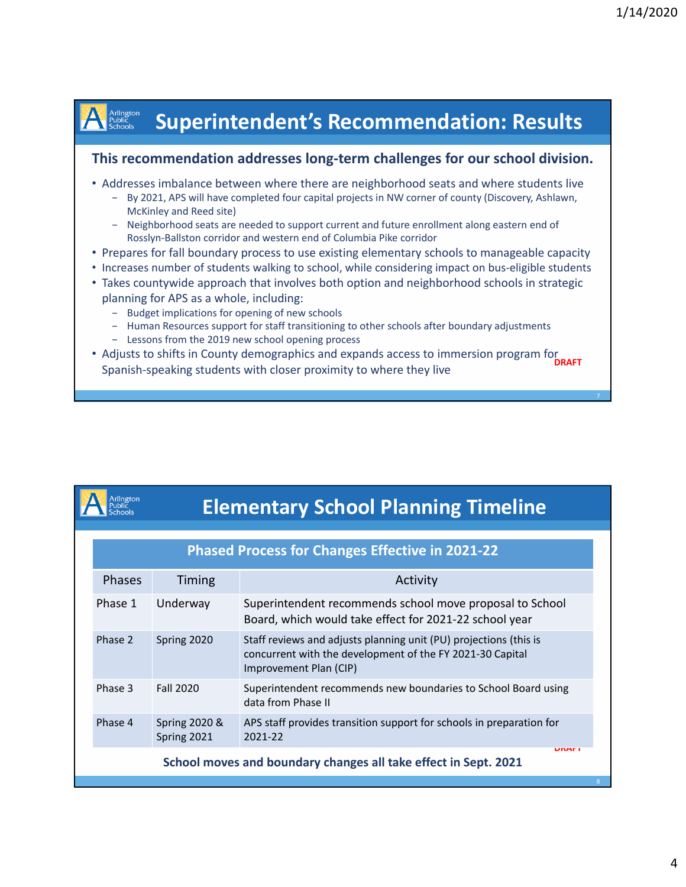## Superintendent's Recommendation: Results

**This recommendation addresses long-term challenges for our school division.**

- Addresses imbalance between where there are neighborhood seats and where students live
  - By 2021, APS will have completed four capital projects in NW corner of county (Discovery, Ashlawn, McKinley and Reed site)
  - Neighborhood seats are needed to support current and future enrollment along eastern end of Rosslyn-Ballston corridor and western end of Columbia Pike corridor
- Prepares for fall boundary process to use existing elementary schools to manageable capacity
- Increases number of students walking to school, while considering impact on bus-eligible students
- Takes countywide approach that involves both option and neighborhood schools in strategic planning for APS as a whole, including:
  - Budget implications for opening of new schools
  - Human Resources support for staff transitioning to other schools after boundary adjustments
  - Lessons from the 2019 new school opening process
- Adjusts to shifts in County demographics and expands access to immersion program for Spanish-speaking students with closer proximity to where they live

DRAFT

## Elementary School Planning Timeline

| Phased Process for Changes Effective in 2021-22 | | |
|---|---|---|
| Phases | Timing | Activity |
| Phase 1 | Underway | Superintendent recommends school move proposal to School Board, which would take effect for 2021-22 school year |
| Phase 2 | Spring 2020 | Staff reviews and adjusts planning unit (PU) projections (this is concurrent with the development of the FY 2021-30 Capital Improvement Plan (CIP) |
| Phase 3 | Fall 2020 | Superintendent recommends new boundaries to School Board using data from Phase II |
| Phase 4 | Spring 2020 & Spring 2021 | APS staff provides transition support for schools in preparation for 2021-22 |

DRAFT

**School moves and boundary changes all take effect in Sept. 2021**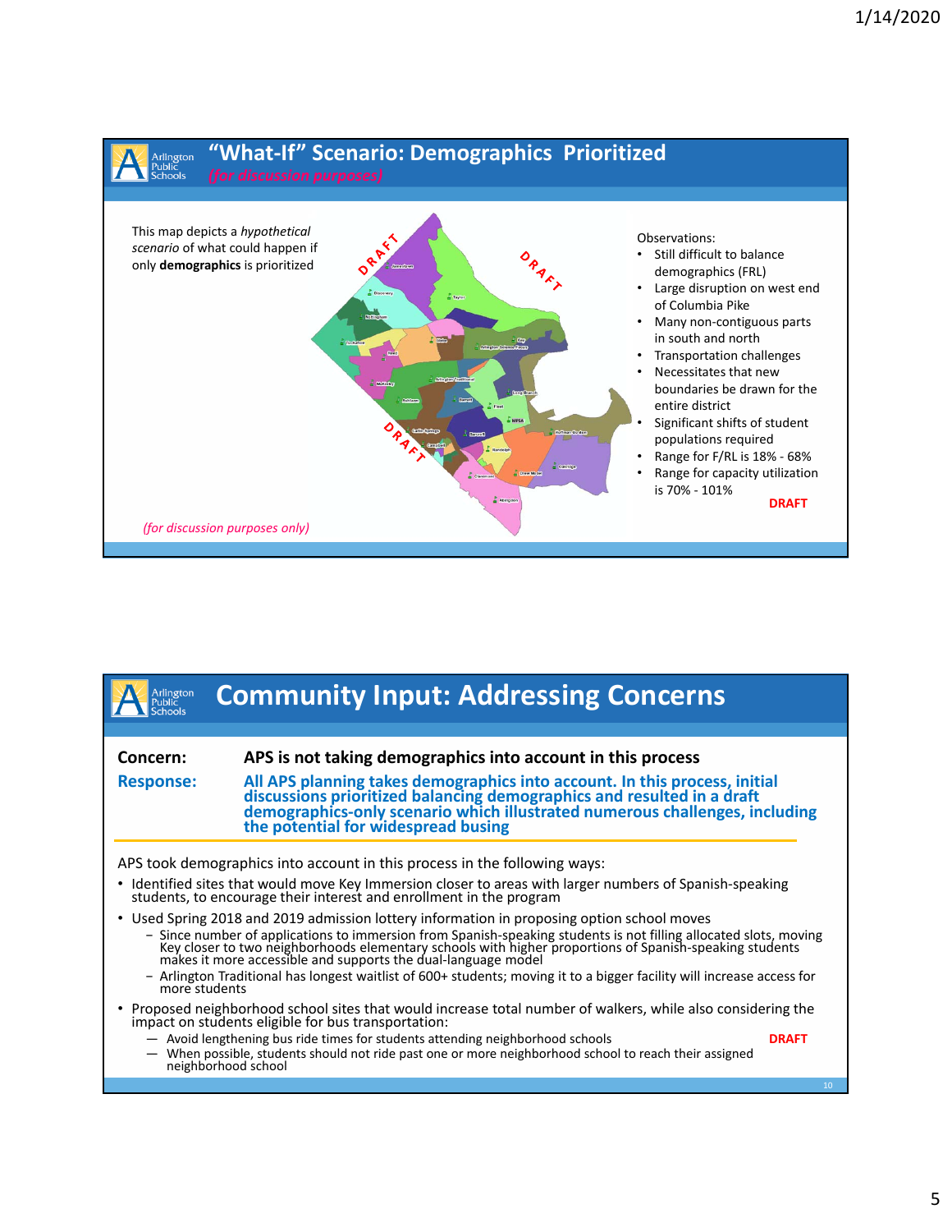## "What-If" Scenario: Demographics Prioritized

*(for discussion purposes)*

This map depicts a *hypothetical scenario* of what could happen if only **demographics** is prioritized

Observations:

- Still difficult to balance demographics (FRL)
- Large disruption on west end of Columbia Pike
- Many non-contiguous parts in south and north
- Transportation challenges
- Necessitates that new boundaries be drawn for the entire district
- Significant shifts of student populations required
- Range for F/RL is 18% - 68%
- Range for capacity utilization is 70% - 101%

**DRAFT**

*(for discussion purposes only)*

## Community Input: Addressing Concerns

**Concern:** **APS is not taking demographics into account in this process**

**Response:** **All APS planning takes demographics into account. In this process, initial discussions prioritized balancing demographics and resulted in a draft demographics-only scenario which illustrated numerous challenges, including the potential for widespread busing**

APS took demographics into account in this process in the following ways:

- Identified sites that would move Key Immersion closer to areas with larger numbers of Spanish-speaking students, to encourage their interest and enrollment in the program
- Used Spring 2018 and 2019 admission lottery information in proposing option school moves
  - Since number of applications to immersion from Spanish-speaking students is not filling allocated slots, moving Key closer to two neighborhoods elementary schools with higher proportions of Spanish-speaking students makes it more accessible and supports the dual-language model
  - Arlington Traditional has longest waitlist of 600+ students; moving it to a bigger facility will increase access for more students
- Proposed neighborhood school sites that would increase total number of walkers, while also considering the impact on students eligible for bus transportation:
  - Avoid lengthening bus ride times for students attending neighborhood schools
  - When possible, students should not ride past one or more neighborhood school to reach their assigned neighborhood school

**DRAFT**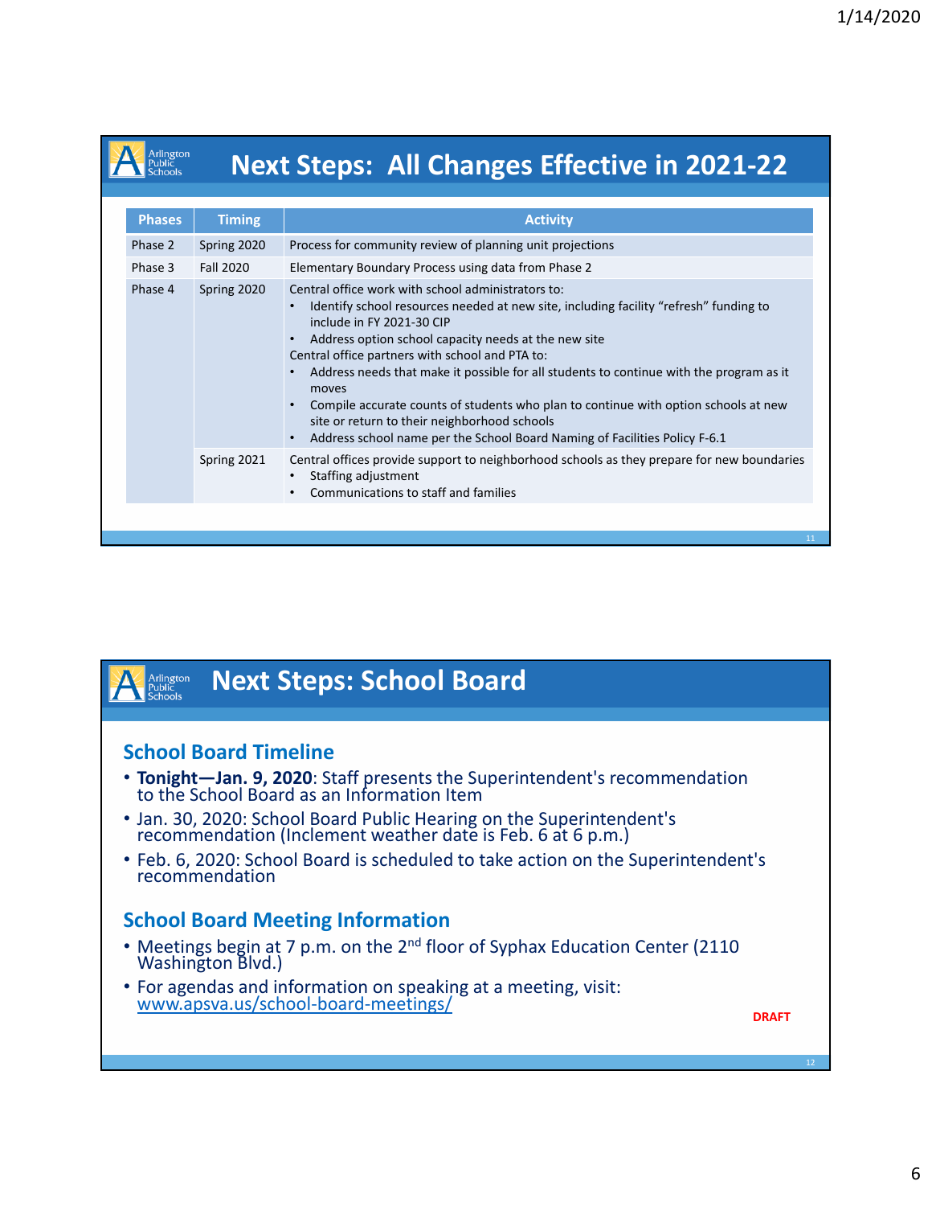# Next Steps: All Changes Effective in 2021-22

| Phases | Timing | Activity |
|---|---|---|
| Phase 2 | Spring 2020 | Process for community review of planning unit projections |
| Phase 3 | Fall 2020 | Elementary Boundary Process using data from Phase 2 |
| Phase 4 | Spring 2020 | Central office work with school administrators to:<br>• Identify school resources needed at new site, including facility "refresh" funding to include in FY 2021-30 CIP<br>• Address option school capacity needs at the new site<br>Central office partners with school and PTA to:<br>• Address needs that make it possible for all students to continue with the program as it moves<br>• Compile accurate counts of students who plan to continue with option schools at new site or return to their neighborhood schools<br>• Address school name per the School Board Naming of Facilities Policy F-6.1 |
| | Spring 2021 | Central offices provide support to neighborhood schools as they prepare for new boundaries<br>• Staffing adjustment<br>• Communications to staff and families |

# Next Steps: School Board

## School Board Timeline

- **Tonight—Jan. 9, 2020**: Staff presents the Superintendent's recommendation to the School Board as an Information Item
- Jan. 30, 2020: School Board Public Hearing on the Superintendent's recommendation (Inclement weather date is Feb. 6 at 6 p.m.)
- Feb. 6, 2020: School Board is scheduled to take action on the Superintendent's recommendation

## School Board Meeting Information

- Meetings begin at 7 p.m. on the 2nd floor of Syphax Education Center (2110 Washington Blvd.)
- For agendas and information on speaking at a meeting, visit: www.apsva.us/school-board-meetings/

DRAFT